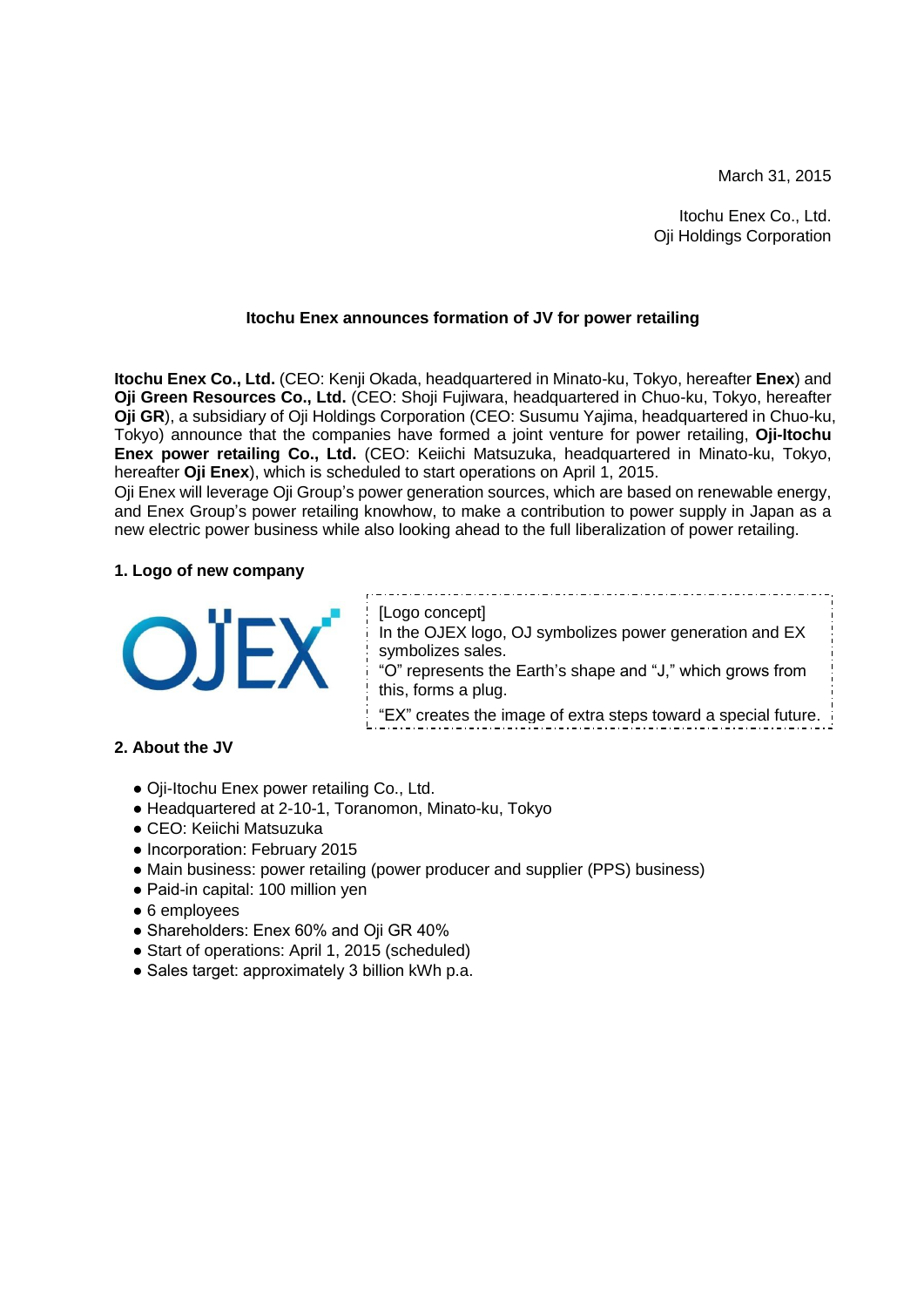March 31, 2015

Itochu Enex Co., Ltd.
Oji Holdings Corporation

## Itochu Enex announces formation of JV for power retailing

**Itochu Enex Co., Ltd.** (CEO: Kenji Okada, headquartered in Minato-ku, Tokyo, hereafter **Enex**) and **Oji Green Resources Co., Ltd.** (CEO: Shoji Fujiwara, headquartered in Chuo-ku, Tokyo, hereafter **Oji GR**), a subsidiary of Oji Holdings Corporation (CEO: Susumu Yajima, headquartered in Chuo-ku, Tokyo) announce that the companies have formed a joint venture for power retailing, **Oji-Itochu Enex power retailing Co., Ltd.** (CEO: Keiichi Matsuzuka, headquartered in Minato-ku, Tokyo, hereafter **Oji Enex**), which is scheduled to start operations on April 1, 2015.

Oji Enex will leverage Oji Group's power generation sources, which are based on renewable energy, and Enex Group's power retailing knowhow, to make a contribution to power supply in Japan as a new electric power business while also looking ahead to the full liberalization of power retailing.

### 1. Logo of new company

OJEX

[Logo concept]
In the OJEX logo, OJ symbolizes power generation and EX symbolizes sales.
"O" represents the Earth's shape and "J," which grows from this, forms a plug.
"EX" creates the image of extra steps toward a special future.

### 2. About the JV

- Oji-Itochu Enex power retailing Co., Ltd.
- Headquartered at 2-10-1, Toranomon, Minato-ku, Tokyo
- CEO: Keiichi Matsuzuka
- Incorporation: February 2015
- Main business: power retailing (power producer and supplier (PPS) business)
- Paid-in capital: 100 million yen
- 6 employees
- Shareholders: Enex 60% and Oji GR 40%
- Start of operations: April 1, 2015 (scheduled)
- Sales target: approximately 3 billion kWh p.a.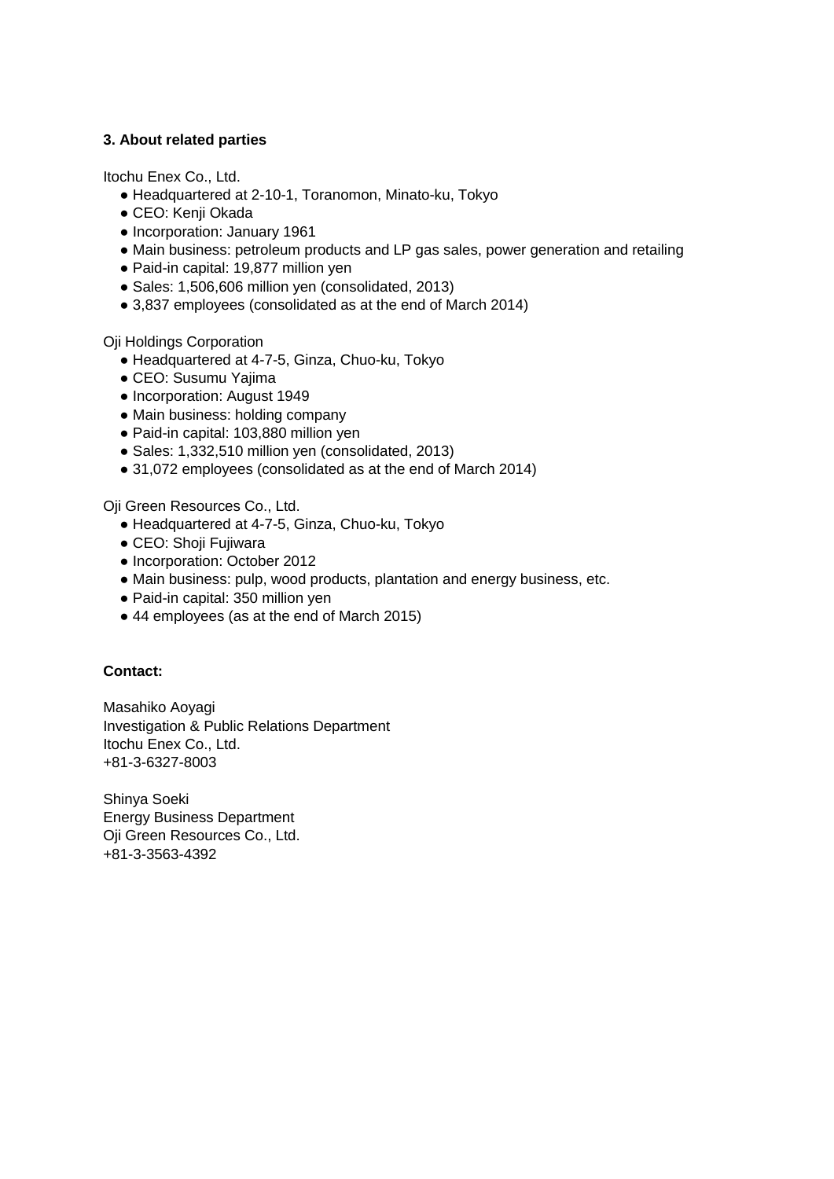### 3. About related parties

Itochu Enex Co., Ltd.

- Headquartered at 2-10-1, Toranomon, Minato-ku, Tokyo
- CEO: Kenji Okada
- Incorporation: January 1961
- Main business: petroleum products and LP gas sales, power generation and retailing
- Paid-in capital: 19,877 million yen
- Sales: 1,506,606 million yen (consolidated, 2013)
- 3,837 employees (consolidated as at the end of March 2014)

Oji Holdings Corporation

- Headquartered at 4-7-5, Ginza, Chuo-ku, Tokyo
- CEO: Susumu Yajima
- Incorporation: August 1949
- Main business: holding company
- Paid-in capital: 103,880 million yen
- Sales: 1,332,510 million yen (consolidated, 2013)
- 31,072 employees (consolidated as at the end of March 2014)

Oji Green Resources Co., Ltd.

- Headquartered at 4-7-5, Ginza, Chuo-ku, Tokyo
- CEO: Shoji Fujiwara
- Incorporation: October 2012
- Main business: pulp, wood products, plantation and energy business, etc.
- Paid-in capital: 350 million yen
- 44 employees (as at the end of March 2015)

**Contact:**

Masahiko Aoyagi
Investigation & Public Relations Department
Itochu Enex Co., Ltd.
+81-3-6327-8003

Shinya Soeki
Energy Business Department
Oji Green Resources Co., Ltd.
+81-3-3563-4392